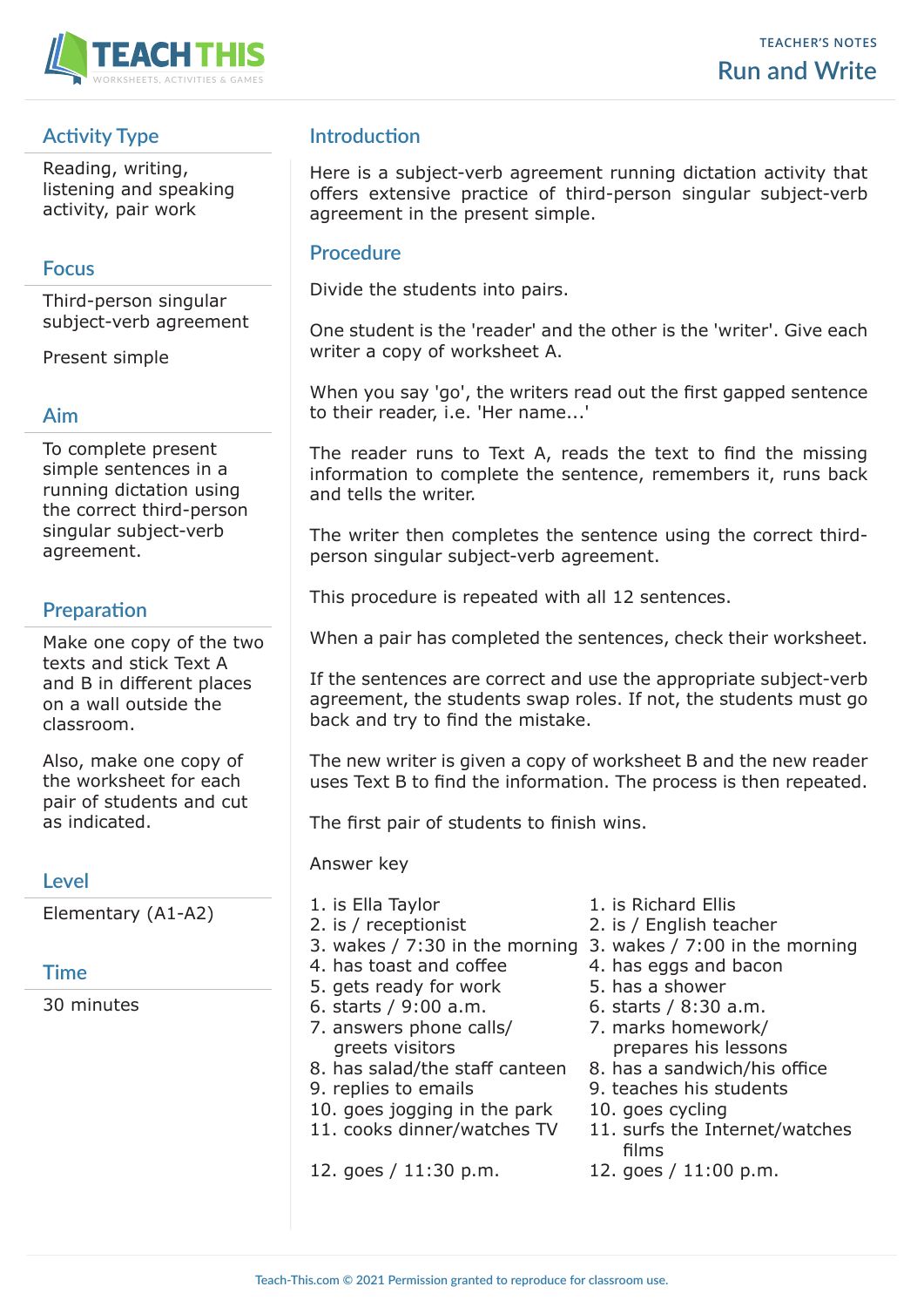TEACHER'S NOTES

# Run and Write

## Activity Type

Reading, writing, listening and speaking activity, pair work

## Focus

Third-person singular subject-verb agreement

Present simple

## Aim

To complete present simple sentences in a running dictation using the correct third-person singular subject-verb agreement.

## Preparation

Make one copy of the two texts and stick Text A and B in different places on a wall outside the classroom.

Also, make one copy of the worksheet for each pair of students and cut as indicated.

## Level

Elementary (A1-A2)

## Time

30 minutes

## Introduction

Here is a subject-verb agreement running dictation activity that offers extensive practice of third-person singular subject-verb agreement in the present simple.

## Procedure

Divide the students into pairs.

One student is the 'reader' and the other is the 'writer'. Give each writer a copy of worksheet A.

When you say 'go', the writers read out the first gapped sentence to their reader, i.e. 'Her name...'

The reader runs to Text A, reads the text to find the missing information to complete the sentence, remembers it, runs back and tells the writer.

The writer then completes the sentence using the correct third-person singular subject-verb agreement.

This procedure is repeated with all 12 sentences.

When a pair has completed the sentences, check their worksheet.

If the sentences are correct and use the appropriate subject-verb agreement, the students swap roles. If not, the students must go back and try to find the mistake.

The new writer is given a copy of worksheet B and the new reader uses Text B to find the information. The process is then repeated.

The first pair of students to finish wins.

Answer key

1. is Ella Taylor
2. is / receptionist
3. wakes / 7:30 in the morning
4. has toast and coffee
5. gets ready for work
6. starts / 9:00 a.m.
7. answers phone calls/ greets visitors
8. has salad/the staff canteen
9. replies to emails
10. goes jogging in the park
11. cooks dinner/watches TV
12. goes / 11:30 p.m.

1. is Richard Ellis
2. is / English teacher
3. wakes / 7:00 in the morning
4. has eggs and bacon
5. has a shower
6. starts / 8:30 a.m.
7. marks homework/ prepares his lessons
8. has a sandwich/his office
9. teaches his students
10. goes cycling
11. surfs the Internet/watches films
12. goes / 11:00 p.m.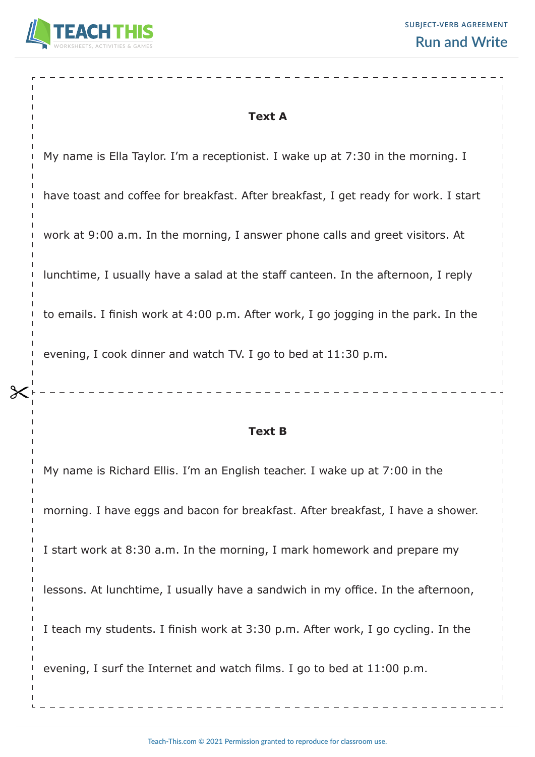## Text A

My name is Ella Taylor. I'm a receptionist. I wake up at 7:30 in the morning. I have toast and coffee for breakfast. After breakfast, I get ready for work. I start work at 9:00 a.m. In the morning, I answer phone calls and greet visitors. At lunchtime, I usually have a salad at the staff canteen. In the afternoon, I reply to emails. I finish work at 4:00 p.m. After work, I go jogging in the park. In the evening, I cook dinner and watch TV. I go to bed at 11:30 p.m.

## Text B

My name is Richard Ellis. I'm an English teacher. I wake up at 7:00 in the morning. I have eggs and bacon for breakfast. After breakfast, I have a shower. I start work at 8:30 a.m. In the morning, I mark homework and prepare my lessons. At lunchtime, I usually have a sandwich in my office. In the afternoon, I teach my students. I finish work at 3:30 p.m. After work, I go cycling. In the evening, I surf the Internet and watch films. I go to bed at 11:00 p.m.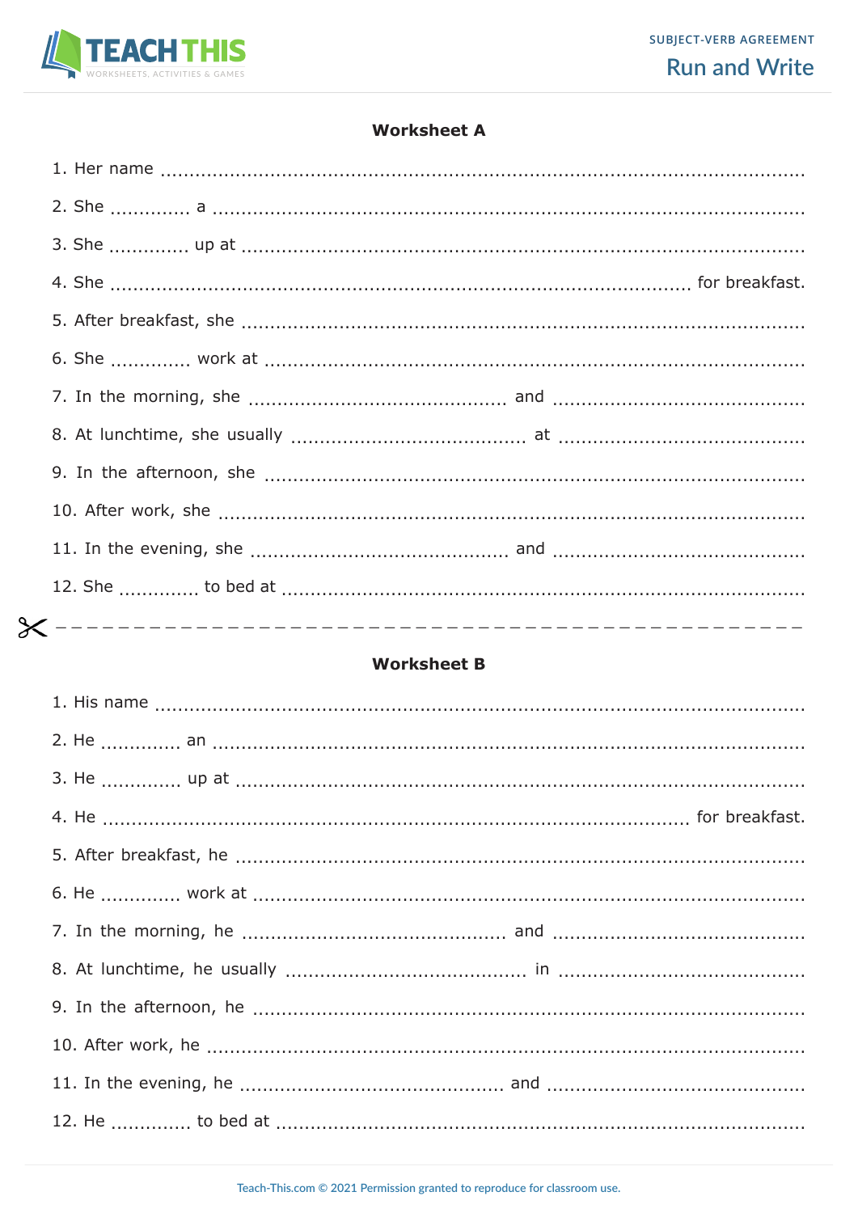### Worksheet A

1. Her name ..........................................................................................................

2. She ............. a .................................................................................................

3. She ............. up at ..........................................................................................

4. She ............................................................................................ for breakfast.

5. After breakfast, she ..........................................................................................

6. She ............. work at ......................................................................................

7. In the morning, she ............................................. and ...........................................

8. At lunchtime, she usually ......................................... at ...........................................

9. In the afternoon, she ..........................................................................................

10. After work, she ..................................................................................................

11. In the evening, she ............................................. and ...........................................

12. She ............. to bed at ....................................................................................

---

### Worksheet B

1. His name ..........................................................................................................

2. He ............. an ................................................................................................

3. He ............. up at ...........................................................................................

4. He ............................................................................................. for breakfast.

5. After breakfast, he ............................................................................................

6. He ............. work at .......................................................................................

7. In the morning, he ............................................. and ...........................................

8. At lunchtime, he usually ......................................... in ...........................................

9. In the afternoon, he ...........................................................................................

10. After work, he ...................................................................................................

11. In the evening, he ............................................. and ...........................................

12. He ............. to bed at .....................................................................................